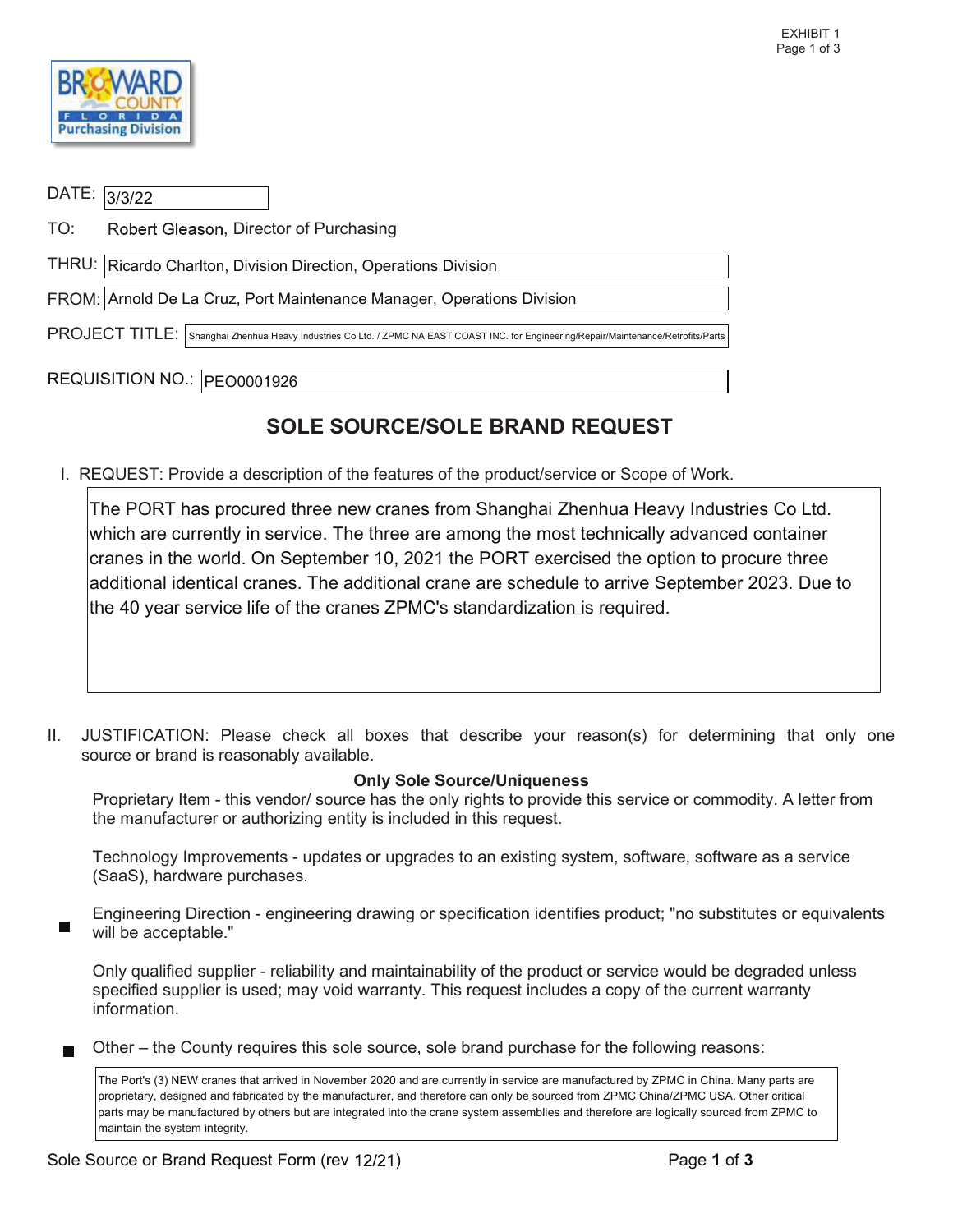EXHIBIT 1

Broward County Florida Purchasing Division

DATE: 3/3/22

TO: Robert Gleason, Director of Purchasing

THRU: Ricardo Charlton, Division Direction, Operations Division

FROM: Arnold De La Cruz, Port Maintenance Manager, Operations Division

PROJECT TITLE: Shanghai Zhenhua Heavy Industries Co Ltd. / ZPMC NA EAST COAST INC. for Engineering/Repair/Maintenance/Retrofits/Parts

REQUISITION NO.: PEO0001926

# SOLE SOURCE/SOLE BRAND REQUEST

I. REQUEST: Provide a description of the features of the product/service or Scope of Work.

The PORT has procured three new cranes from Shanghai Zhenhua Heavy Industries Co Ltd. which are currently in service. The three are among the most technically advanced container cranes in the world. On September 10, 2021 the PORT exercised the option to procure three additional identical cranes. The additional crane are schedule to arrive September 2023. Due to the 40 year service life of the cranes ZPMC's standardization is required.

II. JUSTIFICATION: Please check all boxes that describe your reason(s) for determining that only one source or brand is reasonably available.

**Only Sole Source/Uniqueness**

- [ ] Proprietary Item - this vendor/ source has the only rights to provide this service or commodity. A letter from the manufacturer or authorizing entity is included in this request.
- [ ] Technology Improvements - updates or upgrades to an existing system, software, software as a service (SaaS), hardware purchases.
- [x] Engineering Direction - engineering drawing or specification identifies product; "no substitutes or equivalents will be acceptable."
- [ ] Only qualified supplier - reliability and maintainability of the product or service would be degraded unless specified supplier is used; may void warranty. This request includes a copy of the current warranty information.
- [x] Other – the County requires this sole source, sole brand purchase for the following reasons:

The Port's (3) NEW cranes that arrived in November 2020 and are currently in service are manufactured by ZPMC in China. Many parts are proprietary, designed and fabricated by the manufacturer, and therefore can only be sourced from ZPMC China/ZPMC USA. Other critical parts may be manufactured by others but are integrated into the crane system assemblies and therefore are logically sourced from ZPMC to maintain the system integrity.

Sole Source or Brand Request Form (rev 12/21)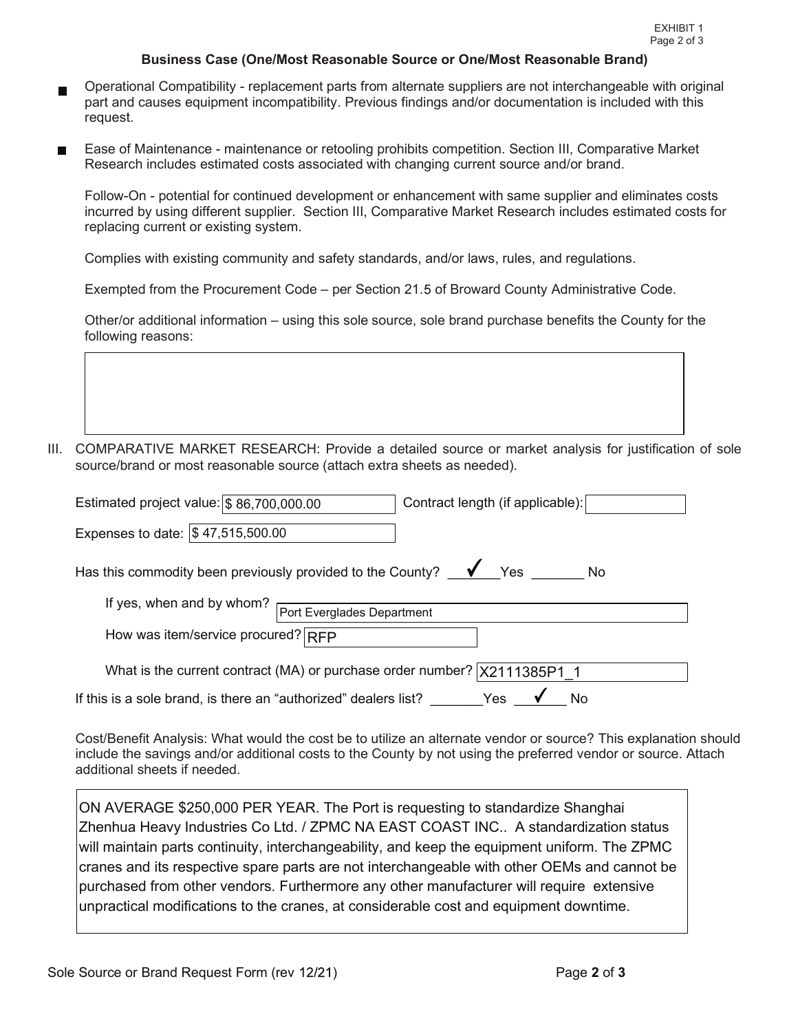**Business Case (One/Most Reasonable Source or One/Most Reasonable Brand)**

- ■ Operational Compatibility - replacement parts from alternate suppliers are not interchangeable with original part and causes equipment incompatibility. Previous findings and/or documentation is included with this request.
- ■ Ease of Maintenance - maintenance or retooling prohibits competition. Section III, Comparative Market Research includes estimated costs associated with changing current source and/or brand.

Follow-On - potential for continued development or enhancement with same supplier and eliminates costs incurred by using different supplier. Section III, Comparative Market Research includes estimated costs for replacing current or existing system.

Complies with existing community and safety standards, and/or laws, rules, and regulations.

Exempted from the Procurement Code – per Section 21.5 of Broward County Administrative Code.

Other/or additional information – using this sole source, sole brand purchase benefits the County for the following reasons:

III. COMPARATIVE MARKET RESEARCH: Provide a detailed source or market analysis for justification of sole source/brand or most reasonable source (attach extra sheets as needed).

Estimated project value: $ 86,700,000.00 Contract length (if applicable):

Expenses to date: $ 47,515,500.00

Has this commodity been previously provided to the County? ✓ Yes ___ No

If yes, when and by whom? Port Everglades Department

How was item/service procured? RFP

What is the current contract (MA) or purchase order number? X2111385P1_1

If this is a sole brand, is there an "authorized" dealers list? ___ Yes ✓ No

Cost/Benefit Analysis: What would the cost be to utilize an alternate vendor or source? This explanation should include the savings and/or additional costs to the County by not using the preferred vendor or source. Attach additional sheets if needed.

ON AVERAGE $250,000 PER YEAR. The Port is requesting to standardize Shanghai Zhenhua Heavy Industries Co Ltd. / ZPMC NA EAST COAST INC.. A standardization status will maintain parts continuity, interchangeability, and keep the equipment uniform. The ZPMC cranes and its respective spare parts are not interchangeable with other OEMs and cannot be purchased from other vendors. Furthermore any other manufacturer will require extensive unpractical modifications to the cranes, at considerable cost and equipment downtime.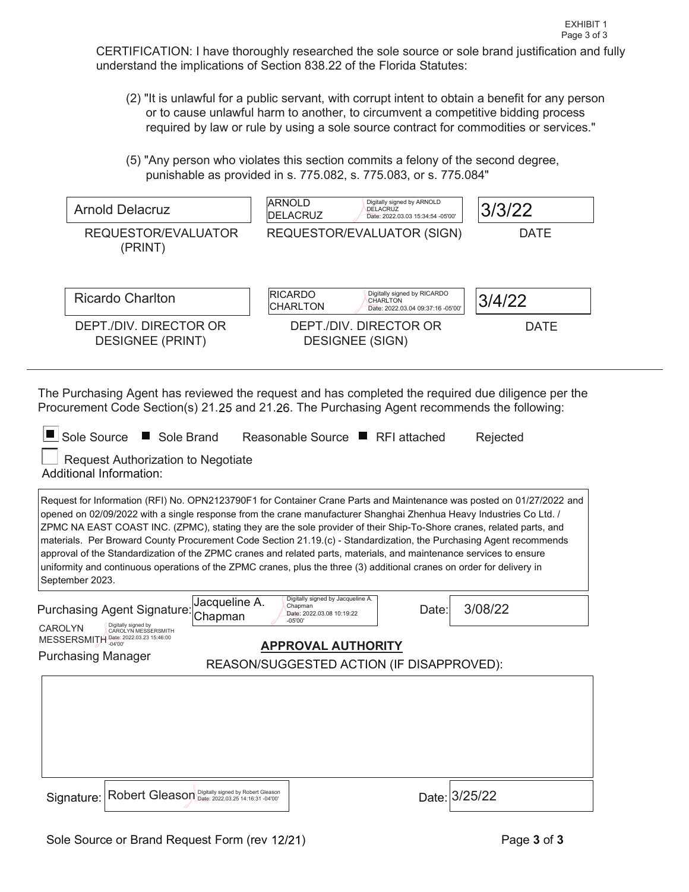EXHIBIT 1

CERTIFICATION: I have thoroughly researched the sole source or sole brand justification and fully understand the implications of Section 838.22 of the Florida Statutes:

(2) "It is unlawful for a public servant, with corrupt intent to obtain a benefit for any person or to cause unlawful harm to another, to circumvent a competitive bidding process required by law or rule by using a sole source contract for commodities or services."

(5) "Any person who violates this section commits a felony of the second degree, punishable as provided in s. 775.082, s. 775.083, or s. 775.084"

| | | |
|---|---|---|
| Arnold Delacruz | ARNOLD DELACRUZ Digitally signed by ARNOLD DELACRUZ Date: 2022.03.03 15:34:54 -05'00' | 3/3/22 |
| REQUESTOR/EVALUATOR (PRINT) | REQUESTOR/EVALUATOR (SIGN) | DATE |
| Ricardo Charlton | RICARDO CHARLTON Digitally signed by RICARDO CHARLTON Date: 2022.03.04 09:37:16 -05'00' | 3/4/22 |
| DEPT./DIV. DIRECTOR OR DESIGNEE (PRINT) | DEPT./DIV. DIRECTOR OR DESIGNEE (SIGN) | DATE |

---

The Purchasing Agent has reviewed the request and has completed the required due diligence per the Procurement Code Section(s) 21.25 and 21.26. The Purchasing Agent recommends the following:

- [x] Sole Source
- [x] Sole Brand
- [ ] Reasonable Source
- [x] RFI attached
- [ ] Rejected
- [ ] Request Authorization to Negotiate

Additional Information:

Request for Information (RFI) No. OPN2123790F1 for Container Crane Parts and Maintenance was posted on 01/27/2022 and opened on 02/09/2022 with a single response from the crane manufacturer Shanghai Zhenhua Heavy Industries Co Ltd. / ZPMC NA EAST COAST INC. (ZPMC), stating they are the sole provider of their Ship-To-Shore cranes, related parts, and materials. Per Broward County Procurement Code Section 21.19.(c) - Standardization, the Purchasing Agent recommends approval of the Standardization of the ZPMC cranes and related parts, materials, and maintenance services to ensure uniformity and continuous operations of the ZPMC cranes, plus the three (3) additional cranes on order for delivery in September 2023.

Purchasing Agent Signature: Jacqueline A. Chapman Digitally signed by Jacqueline A. Chapman Date: 2022.03.08 10:19:22 -05'00' Date: 3/08/22

CAROLYN MESSERSMITH Digitally signed by CAROLYN MESSERSMITH Date: 2022.03.23 15:46:00 -04'00'

Purchasing Manager

**APPROVAL AUTHORITY**

REASON/SUGGESTED ACTION (IF DISAPPROVED):

Signature: Robert Gleason Digitally signed by Robert Gleason Date: 2022.03.25 14:16:31 -04'00' Date: 3/25/22

Sole Source or Brand Request Form (rev 12/21)